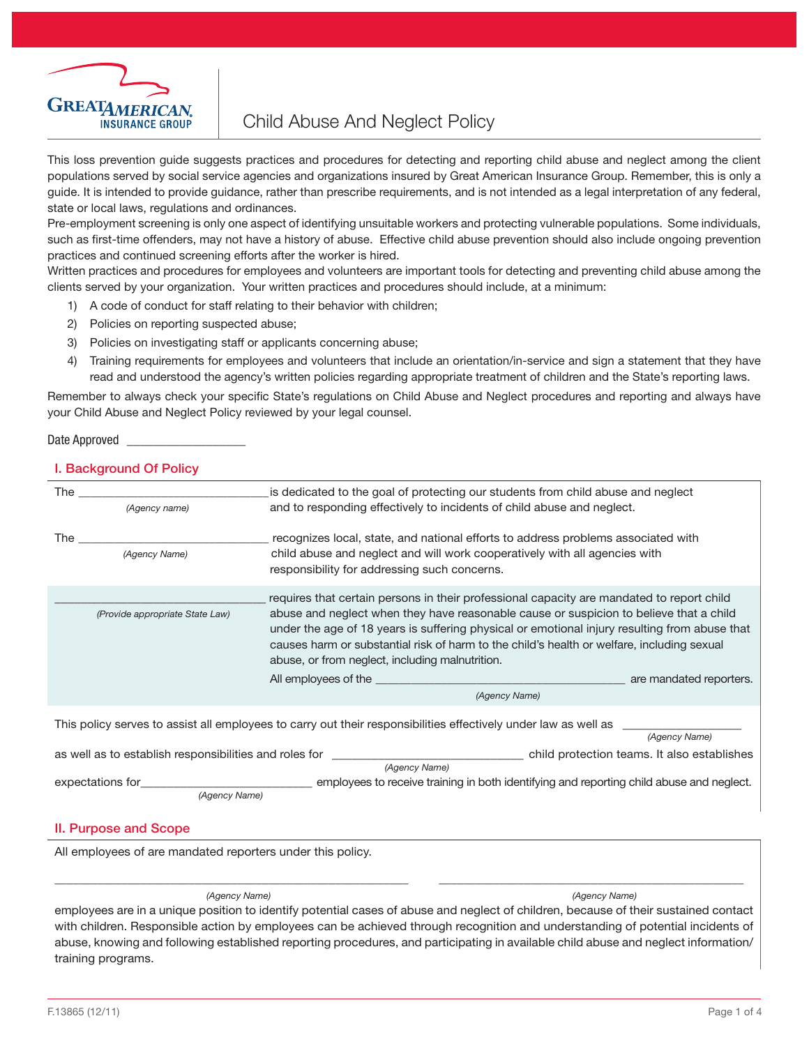# Child Abuse And Neglect Policy

This loss prevention guide suggests practices and procedures for detecting and reporting child abuse and neglect among the client populations served by social service agencies and organizations insured by Great American Insurance Group. Remember, this is only a guide. It is intended to provide guidance, rather than prescribe requirements, and is not intended as a legal interpretation of any federal, state or local laws, regulations and ordinances.

Pre-employment screening is only one aspect of identifying unsuitable workers and protecting vulnerable populations. Some individuals, such as first-time offenders, may not have a history of abuse. Effective child abuse prevention should also include ongoing prevention practices and continued screening efforts after the worker is hired.

Written practices and procedures for employees and volunteers are important tools for detecting and preventing child abuse among the clients served by your organization. Your written practices and procedures should include, at a minimum:

1) A code of conduct for staff relating to their behavior with children;
2) Policies on reporting suspected abuse;
3) Policies on investigating staff or applicants concerning abuse;
4) Training requirements for employees and volunteers that include an orientation/in-service and sign a statement that they have read and understood the agency's written policies regarding appropriate treatment of children and the State's reporting laws.

Remember to always check your specific State's regulations on Child Abuse and Neglect procedures and reporting and always have your Child Abuse and Neglect Policy reviewed by your legal counsel.

Date Approved ___________________

## I. Background Of Policy

The ______________________________ *(Agency name)* is dedicated to the goal of protecting our students from child abuse and neglect and to responding effectively to incidents of child abuse and neglect.

The ______________________________ *(Agency Name)* recognizes local, state, and national efforts to address problems associated with child abuse and neglect and will work cooperatively with all agencies with responsibility for addressing such concerns.

__________________________________ *(Provide appropriate State Law)* requires that certain persons in their professional capacity are mandated to report child abuse and neglect when they have reasonable cause or suspicion to believe that a child under the age of 18 years is suffering physical or emotional injury resulting from abuse that causes harm or substantial risk of harm to the child's health or welfare, including sexual abuse, or from neglect, including malnutrition.

All employees of the __________________________________________ *(Agency Name)* are mandated reporters.

This policy serves to assist all employees to carry out their responsibilities effectively under law as well as __________________ *(Agency Name)* as well as to establish responsibilities and roles for ______________________________ *(Agency Name)* child protection teams. It also establishes expectations for___________________________ *(Agency Name)* employees to receive training in both identifying and reporting child abuse and neglect.

## II. Purpose and Scope

All employees of are mandated reporters under this policy.

___________________________________________ *(Agency Name)* ___________________________________________ *(Agency Name)*

employees are in a unique position to identify potential cases of abuse and neglect of children, because of their sustained contact with children. Responsible action by employees can be achieved through recognition and understanding of potential incidents of abuse, knowing and following established reporting procedures, and participating in available child abuse and neglect information/ training programs.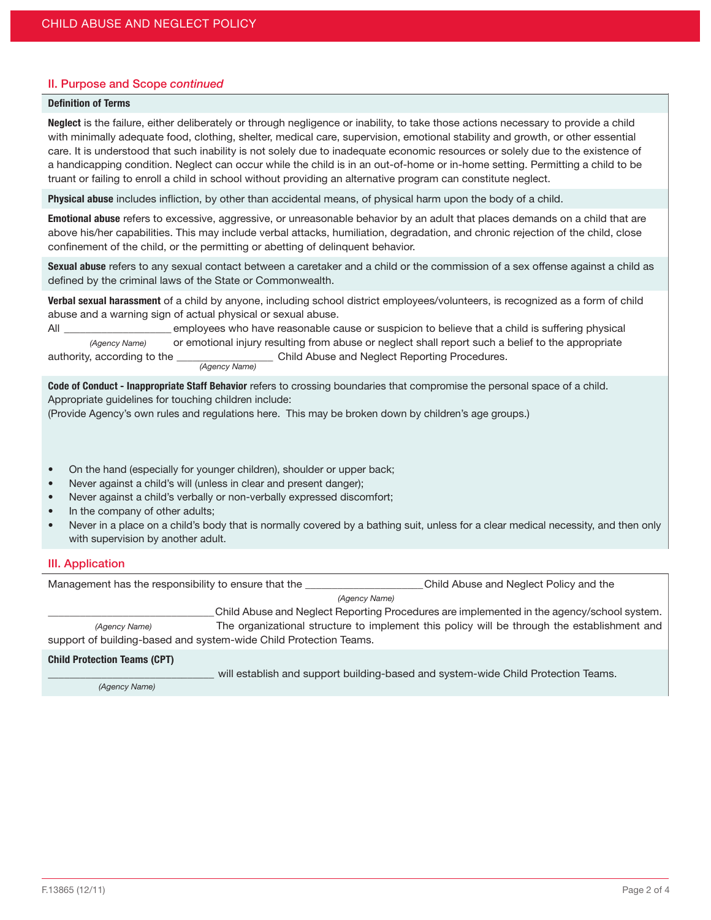## II. Purpose and Scope *continued*

**Definition of Terms**

**Neglect** is the failure, either deliberately or through negligence or inability, to take those actions necessary to provide a child with minimally adequate food, clothing, shelter, medical care, supervision, emotional stability and growth, or other essential care. It is understood that such inability is not solely due to inadequate economic resources or solely due to the existence of a handicapping condition. Neglect can occur while the child is in an out-of-home or in-home setting. Permitting a child to be truant or failing to enroll a child in school without providing an alternative program can constitute neglect.

**Physical abuse** includes infliction, by other than accidental means, of physical harm upon the body of a child.

**Emotional abuse** refers to excessive, aggressive, or unreasonable behavior by an adult that places demands on a child that are above his/her capabilities. This may include verbal attacks, humiliation, degradation, and chronic rejection of the child, close confinement of the child, or the permitting or abetting of delinquent behavior.

**Sexual abuse** refers to any sexual contact between a caretaker and a child or the commission of a sex offense against a child as defined by the criminal laws of the State or Commonwealth.

**Verbal sexual harassment** of a child by anyone, including school district employees/volunteers, is recognized as a form of child abuse and a warning sign of actual physical or sexual abuse.

All ___________________ *(Agency Name)* employees who have reasonable cause or suspicion to believe that a child is suffering physical or emotional injury resulting from abuse or neglect shall report such a belief to the appropriate authority, according to the _________________ *(Agency Name)* Child Abuse and Neglect Reporting Procedures.

**Code of Conduct - Inappropriate Staff Behavior** refers to crossing boundaries that compromise the personal space of a child. Appropriate guidelines for touching children include:

(Provide Agency's own rules and regulations here. This may be broken down by children's age groups.)

- On the hand (especially for younger children), shoulder or upper back;
- Never against a child's will (unless in clear and present danger);
- Never against a child's verbally or non-verbally expressed discomfort;
- In the company of other adults;
- Never in a place on a child's body that is normally covered by a bathing suit, unless for a clear medical necessity, and then only with supervision by another adult.

## III. Application

Management has the responsibility to ensure that the ____________________ *(Agency Name)* Child Abuse and Neglect Policy and the _____________________________ *(Agency Name)* Child Abuse and Neglect Reporting Procedures are implemented in the agency/school system. The organizational structure to implement this policy will be through the establishment and support of building-based and system-wide Child Protection Teams.

**Child Protection Teams (CPT)**

_____________________________ *(Agency Name)* will establish and support building-based and system-wide Child Protection Teams.

F.13865 (12/11)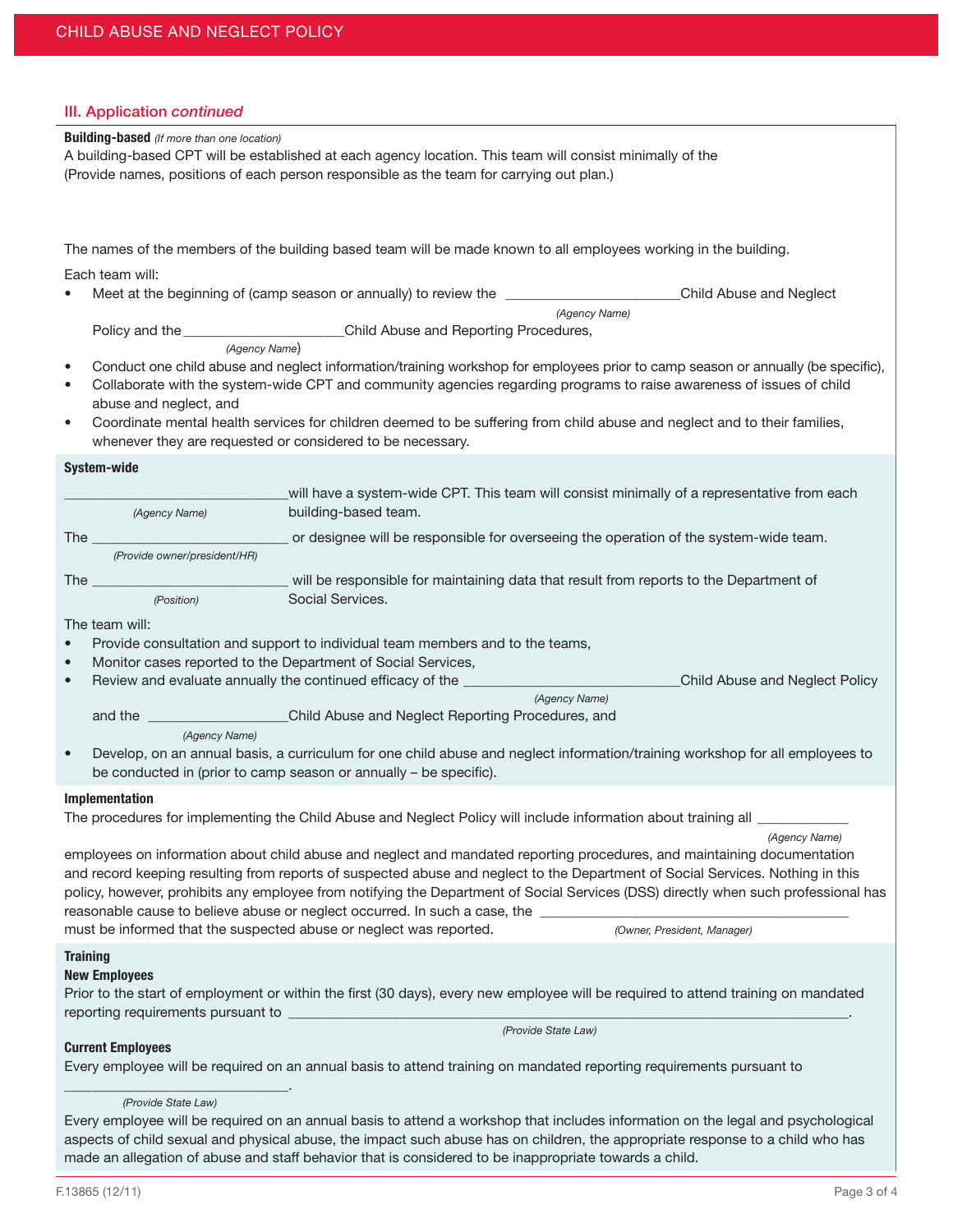## III. Application *continued*

**Building-based** *(If more than one location)*

A building-based CPT will be established at each agency location. This team will consist minimally of the (Provide names, positions of each person responsible as the team for carrying out plan.)

The names of the members of the building based team will be made known to all employees working in the building.

Each team will:

- Meet at the beginning of (camp season or annually) to review the ________________________ *(Agency Name)* Child Abuse and Neglect Policy and the ______________________ *(Agency Name)* Child Abuse and Reporting Procedures,
- Conduct one child abuse and neglect information/training workshop for employees prior to camp season or annually (be specific),
- Collaborate with the system-wide CPT and community agencies regarding programs to raise awareness of issues of child abuse and neglect, and
- Coordinate mental health services for children deemed to be suffering from child abuse and neglect and to their families, whenever they are requested or considered to be necessary.

**System-wide**

______________________________ *(Agency Name)* will have a system-wide CPT. This team will consist minimally of a representative from each building-based team.

The __________________________ *(Provide owner/president/HR)* or designee will be responsible for overseeing the operation of the system-wide team.

The __________________________ *(Position)* will be responsible for maintaining data that result from reports to the Department of Social Services.

The team will:

- Provide consultation and support to individual team members and to the teams,
- Monitor cases reported to the Department of Social Services,
- Review and evaluate annually the continued efficacy of the ______________________________ *(Agency Name)* Child Abuse and Neglect Policy and the ___________________ *(Agency Name)* Child Abuse and Neglect Reporting Procedures, and
- Develop, on an annual basis, a curriculum for one child abuse and neglect information/training workshop for all employees to be conducted in (prior to camp season or annually – be specific).

**Implementation**

The procedures for implementing the Child Abuse and Neglect Policy will include information about training all ____________ *(Agency Name)* employees on information about child abuse and neglect and mandated reporting procedures, and maintaining documentation and record keeping resulting from reports of suspected abuse and neglect to the Department of Social Services. Nothing in this policy, however, prohibits any employee from notifying the Department of Social Services (DSS) directly when such professional has reasonable cause to believe abuse or neglect occurred. In such a case, the ___________________________________________ *(Owner, President, Manager)* must be informed that the suspected abuse or neglect was reported.

**Training**

**New Employees**

Prior to the start of employment or within the first (30 days), every new employee will be required to attend training on mandated reporting requirements pursuant to ____________________________________________________________________________ *(Provide State Law)*.

**Current Employees**

Every employee will be required on an annual basis to attend training on mandated reporting requirements pursuant to ______________________________ *(Provide State Law)*.

Every employee will be required on an annual basis to attend a workshop that includes information on the legal and psychological aspects of child sexual and physical abuse, the impact such abuse has on children, the appropriate response to a child who has made an allegation of abuse and staff behavior that is considered to be inappropriate towards a child.

F.13865 (12/11)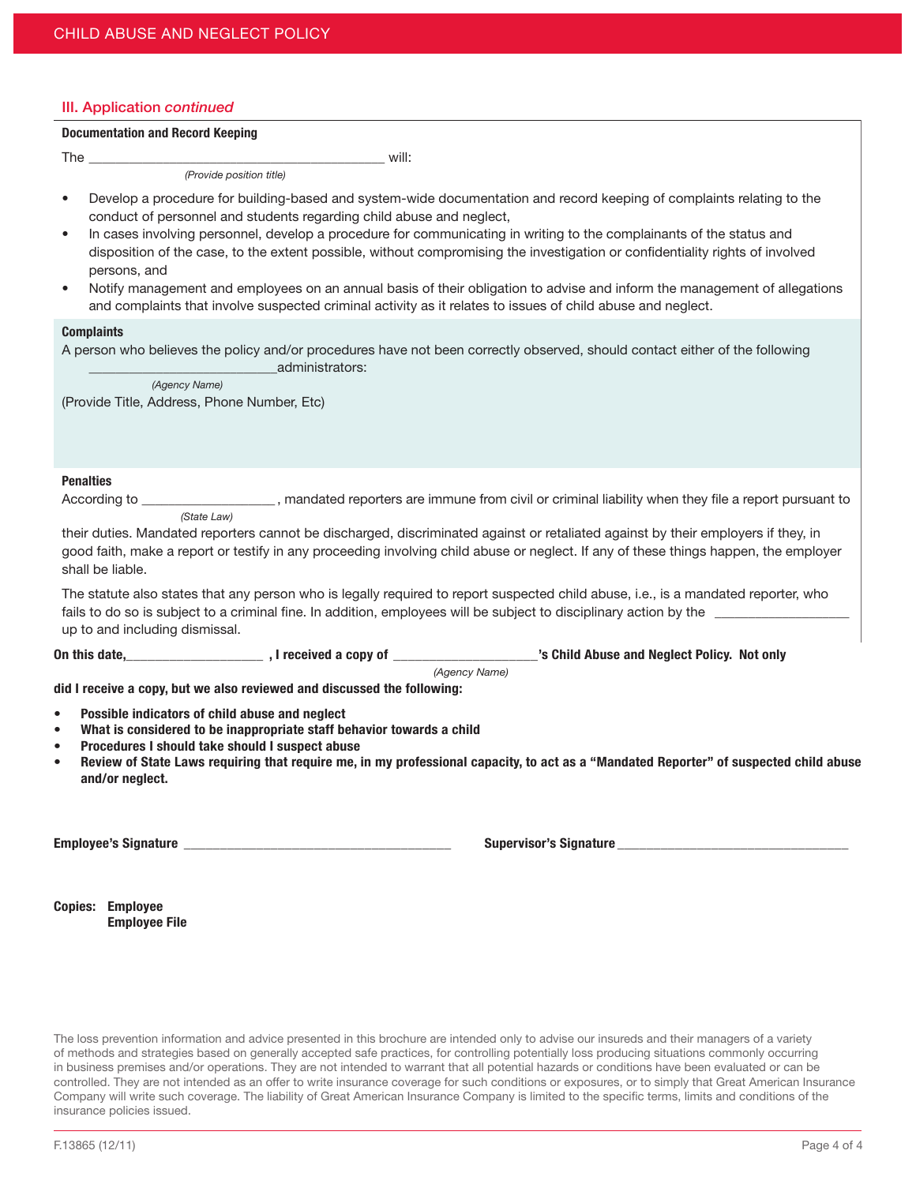## III. Application *continued*

**Documentation and Record Keeping**

The ________________________________________ will:
*(Provide position title)*

- Develop a procedure for building-based and system-wide documentation and record keeping of complaints relating to the conduct of personnel and students regarding child abuse and neglect,
- In cases involving personnel, develop a procedure for communicating in writing to the complainants of the status and disposition of the case, to the extent possible, without compromising the investigation or confidentiality rights of involved persons, and
- Notify management and employees on an annual basis of their obligation to advise and inform the management of allegations and complaints that involve suspected criminal activity as it relates to issues of child abuse and neglect.

**Complaints**

A person who believes the policy and/or procedures have not been correctly observed, should contact either of the following __________________________administrators:
*(Agency Name)*

(Provide Title, Address, Phone Number, Etc)

**Penalties**

According to __________________, mandated reporters are immune from civil or criminal liability when they file a report pursuant to their duties. Mandated reporters cannot be discharged, discriminated against or retaliated against by their employers if they, in good faith, make a report or testify in any proceeding involving child abuse or neglect. If any of these things happen, the employer shall be liable.
*(State Law)*

The statute also states that any person who is legally required to report suspected child abuse, i.e., is a mandated reporter, who fails to do so is subject to a criminal fine. In addition, employees will be subject to disciplinary action by the __________________ up to and including dismissal.

**On this date,___________________ , I received a copy of ____________________'s Child Abuse and Neglect Policy. Not only did I receive a copy, but we also reviewed and discussed the following:**
*(Agency Name)*

- **Possible indicators of child abuse and neglect**
- **What is considered to be inappropriate staff behavior towards a child**
- **Procedures I should take should I suspect abuse**
- **Review of State Laws requiring that require me, in my professional capacity, to act as a "Mandated Reporter" of suspected child abuse and/or neglect.**

**Employee's Signature** ______________________________________ **Supervisor's Signature** __________________________________

**Copies: Employee**
**Employee File**

The loss prevention information and advice presented in this brochure are intended only to advise our insureds and their managers of a variety of methods and strategies based on generally accepted safe practices, for controlling potentially loss producing situations commonly occurring in business premises and/or operations. They are not intended to warrant that all potential hazards or conditions have been evaluated or can be controlled. They are not intended as an offer to write insurance coverage for such conditions or exposures, or to simply that Great American Insurance Company will write such coverage. The liability of Great American Insurance Company is limited to the specific terms, limits and conditions of the insurance policies issued.

F.13865 (12/11)